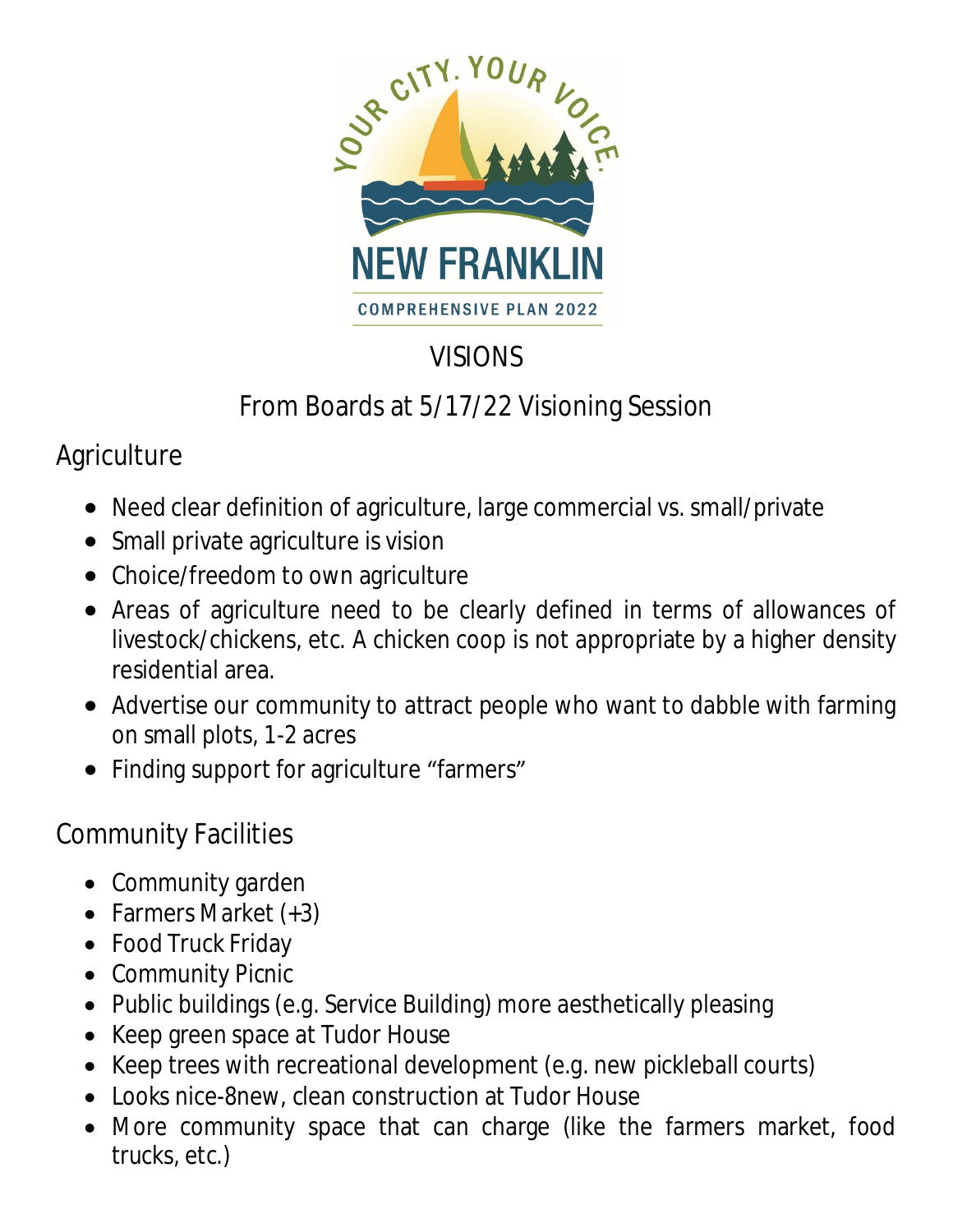YOUR CITY. YOUR VOICE.

NEW FRANKLIN

COMPREHENSIVE PLAN 2022

# VISIONS

## From Boards at 5/17/22 Visioning Session

### Agriculture

- Need clear definition of agriculture, large commercial vs. small/private
- Small private agriculture is vision
- Choice/freedom to own agriculture
- Areas of agriculture need to be clearly defined in terms of allowances of livestock/chickens, etc. A chicken coop is not appropriate by a higher density residential area.
- Advertise our community to attract people who want to dabble with farming on small plots, 1-2 acres
- Finding support for agriculture "farmers"

### Community Facilities

- Community garden
- Farmers Market (+3)
- Food Truck Friday
- Community Picnic
- Public buildings (e.g. Service Building) more aesthetically pleasing
- Keep green space at Tudor House
- Keep trees with recreational development (e.g. new pickleball courts)
- Looks nice-8new, clean construction at Tudor House
- More community space that can charge (like the farmers market, food trucks, etc.)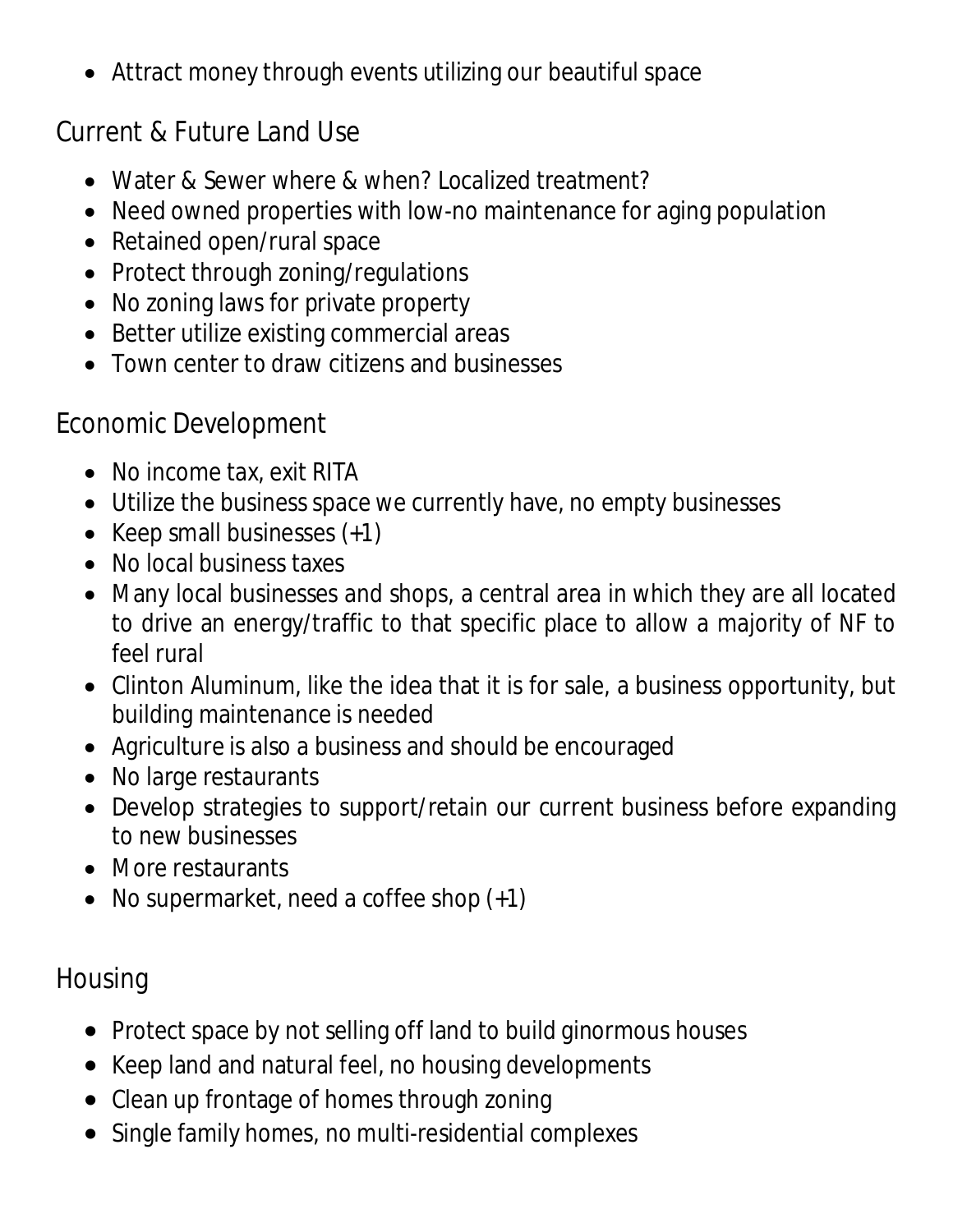- Attract money through events utilizing our beautiful space

## Current & Future Land Use

- Water & Sewer where & when? Localized treatment?
- Need owned properties with low-no maintenance for aging population
- Retained open/rural space
- Protect through zoning/regulations
- No zoning laws for private property
- Better utilize existing commercial areas
- Town center to draw citizens and businesses

## Economic Development

- No income tax, exit RITA
- Utilize the business space we currently have, no empty businesses
- Keep small businesses (+1)
- No local business taxes
- Many local businesses and shops, a central area in which they are all located to drive an energy/traffic to that specific place to allow a majority of NF to feel rural
- Clinton Aluminum, like the idea that it is for sale, a business opportunity, but building maintenance is needed
- Agriculture is also a business and should be encouraged
- No large restaurants
- Develop strategies to support/retain our current business before expanding to new businesses
- More restaurants
- No supermarket, need a coffee shop (+1)

## Housing

- Protect space by not selling off land to build ginormous houses
- Keep land and natural feel, no housing developments
- Clean up frontage of homes through zoning
- Single family homes, no multi-residential complexes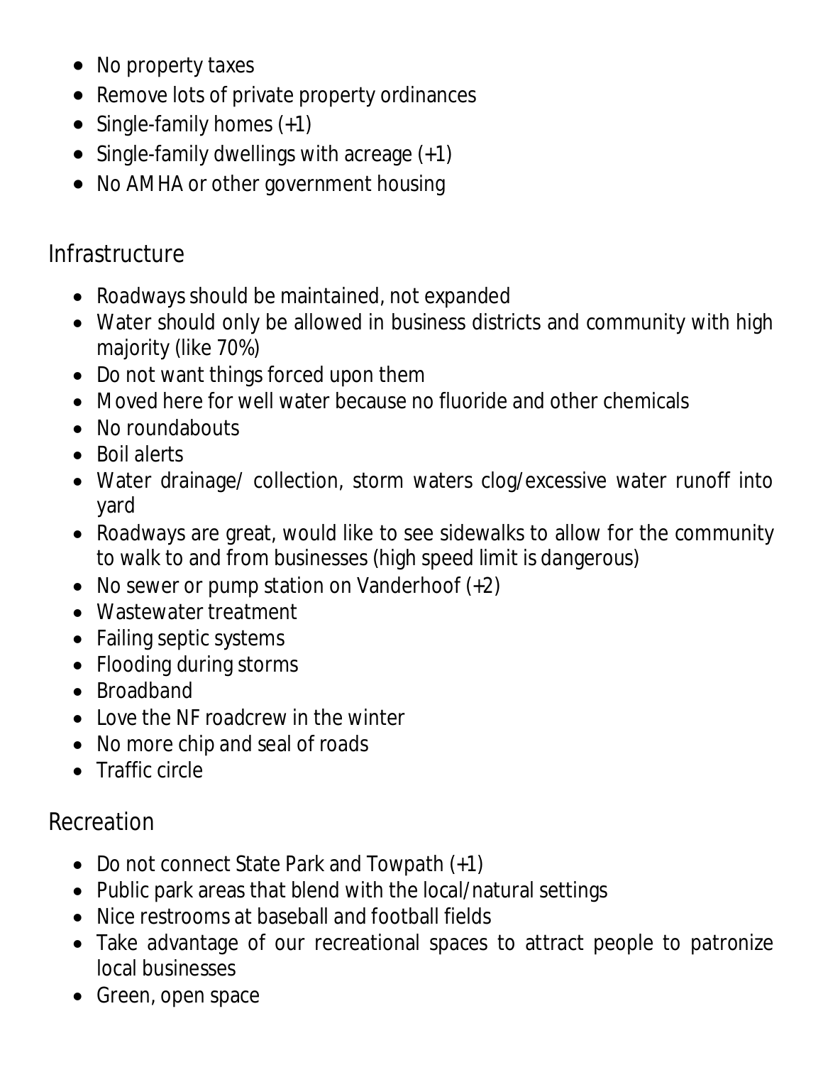- No property taxes
- Remove lots of private property ordinances
- Single-family homes (+1)
- Single-family dwellings with acreage (+1)
- No AMHA or other government housing

## Infrastructure

- Roadways should be maintained, not expanded
- Water should only be allowed in business districts and community with high majority (like 70%)
- Do not want things forced upon them
- Moved here for well water because no fluoride and other chemicals
- No roundabouts
- Boil alerts
- Water drainage/ collection, storm waters clog/excessive water runoff into yard
- Roadways are great, would like to see sidewalks to allow for the community to walk to and from businesses (high speed limit is dangerous)
- No sewer or pump station on Vanderhoof (+2)
- Wastewater treatment
- Failing septic systems
- Flooding during storms
- Broadband
- Love the NF roadcrew in the winter
- No more chip and seal of roads
- Traffic circle

## Recreation

- Do not connect State Park and Towpath (+1)
- Public park areas that blend with the local/natural settings
- Nice restrooms at baseball and football fields
- Take advantage of our recreational spaces to attract people to patronize local businesses
- Green, open space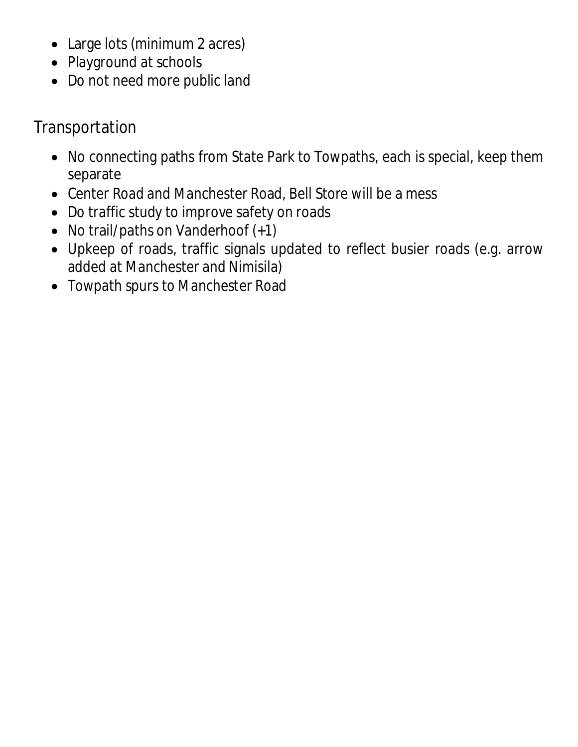- Large lots (minimum 2 acres)
- Playground at schools
- Do not need more public land

## Transportation

- No connecting paths from State Park to Towpaths, each is special, keep them separate
- Center Road and Manchester Road, Bell Store will be a mess
- Do traffic study to improve safety on roads
- No trail/paths on Vanderhoof (+1)
- Upkeep of roads, traffic signals updated to reflect busier roads (e.g. arrow added at Manchester and Nimisila)
- Towpath spurs to Manchester Road